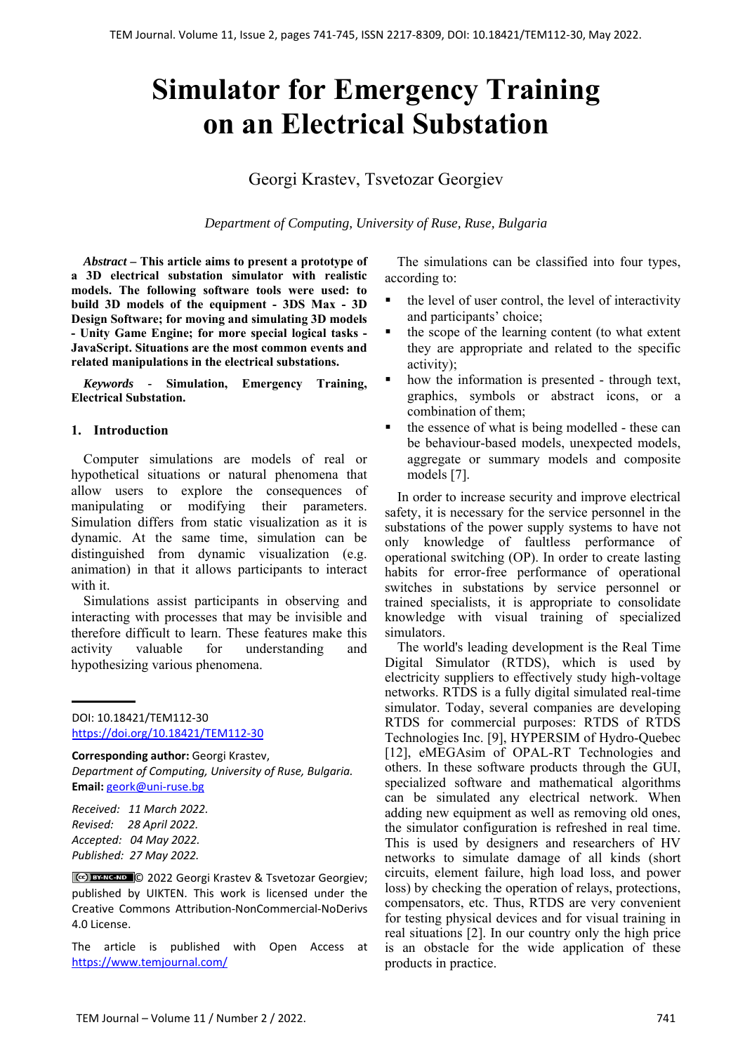# Simulator for Emergency Training on an Electrical Substation

Georgi Krastev, Tsvetozar Georgiev

*Department of Computing, University of Ruse, Ruse, Bulgaria*

***Abstract* – This article aims to present a prototype of a 3D electrical substation simulator with realistic models. The following software tools were used: to build 3D models of the equipment - 3DS Max - 3D Design Software; for moving and simulating 3D models - Unity Game Engine; for more special logical tasks - JavaScript. Situations are the most common events and related manipulations in the electrical substations.**

***Keywords* - Simulation, Emergency Training, Electrical Substation.**

## 1. Introduction

Computer simulations are models of real or hypothetical situations or natural phenomena that allow users to explore the consequences of manipulating or modifying their parameters. Simulation differs from static visualization as it is dynamic. At the same time, simulation can be distinguished from dynamic visualization (e.g. animation) in that it allows participants to interact with it.

Simulations assist participants in observing and interacting with processes that may be invisible and therefore difficult to learn. These features make this activity valuable for understanding and hypothesizing various phenomena.

DOI: 10.18421/TEM112-30
https://doi.org/10.18421/TEM112-30

**Corresponding author:** Georgi Krastev,
*Department of Computing, University of Ruse, Bulgaria.*
**Email:** geork@uni-ruse.bg

*Received: 11 March 2022.*
*Revised: 28 April 2022.*
*Accepted: 04 May 2022.*
*Published: 27 May 2022.*

© 2022 Georgi Krastev & Tsvetozar Georgiev; published by UIKTEN. This work is licensed under the Creative Commons Attribution-NonCommercial-NoDerivs 4.0 License.

The article is published with Open Access at https://www.temjournal.com/

The simulations can be classified into four types, according to:

- the level of user control, the level of interactivity and participants' choice;
- the scope of the learning content (to what extent they are appropriate and related to the specific activity);
- how the information is presented - through text, graphics, symbols or abstract icons, or a combination of them;
- the essence of what is being modelled - these can be behaviour-based models, unexpected models, aggregate or summary models and composite models [7].

In order to increase security and improve electrical safety, it is necessary for the service personnel in the substations of the power supply systems to have not only knowledge of faultless performance of operational switching (OP). In order to create lasting habits for error-free performance of operational switches in substations by service personnel or trained specialists, it is appropriate to consolidate knowledge with visual training of specialized simulators.

The world's leading development is the Real Time Digital Simulator (RTDS), which is used by electricity suppliers to effectively study high-voltage networks. RTDS is a fully digital simulated real-time simulator. Today, several companies are developing RTDS for commercial purposes: RTDS of RTDS Technologies Inc. [9], HYPERSIM of Hydro-Quebec [12], eMEGAsim of OPAL-RT Technologies and others. In these software products through the GUI, specialized software and mathematical algorithms can be simulated any electrical network. When adding new equipment as well as removing old ones, the simulator configuration is refreshed in real time. This is used by designers and researchers of HV networks to simulate damage of all kinds (short circuits, element failure, high load loss, and power loss) by checking the operation of relays, protections, compensators, etc. Thus, RTDS are very convenient for testing physical devices and for visual training in real situations [2]. In our country only the high price is an obstacle for the wide application of these products in practice.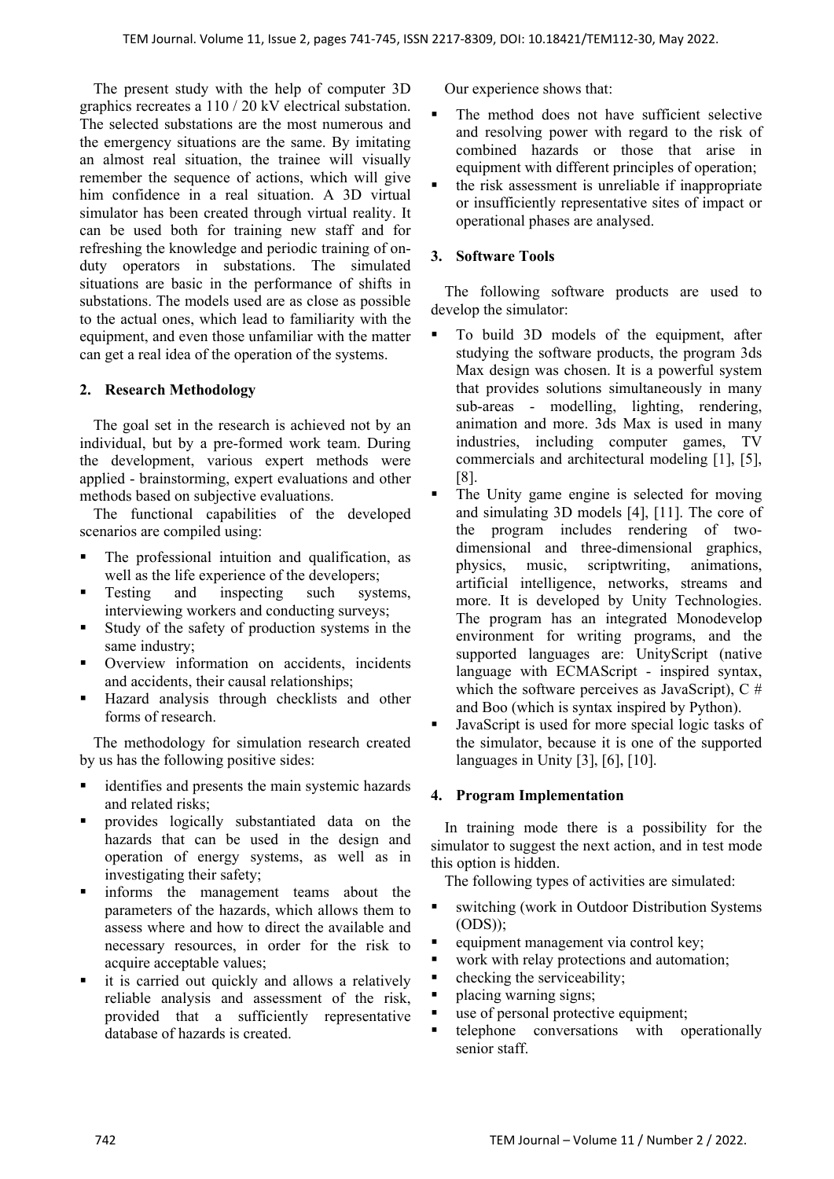The present study with the help of computer 3D graphics recreates a 110 / 20 kV electrical substation. The selected substations are the most numerous and the emergency situations are the same. By imitating an almost real situation, the trainee will visually remember the sequence of actions, which will give him confidence in a real situation. A 3D virtual simulator has been created through virtual reality. It can be used both for training new staff and for refreshing the knowledge and periodic training of on-duty operators in substations. The simulated situations are basic in the performance of shifts in substations. The models used are as close as possible to the actual ones, which lead to familiarity with the equipment, and even those unfamiliar with the matter can get a real idea of the operation of the systems.

## 2. Research Methodology

The goal set in the research is achieved not by an individual, but by a pre-formed work team. During the development, various expert methods were applied - brainstorming, expert evaluations and other methods based on subjective evaluations.

The functional capabilities of the developed scenarios are compiled using:

- The professional intuition and qualification, as well as the life experience of the developers;
- Testing and inspecting such systems, interviewing workers and conducting surveys;
- Study of the safety of production systems in the same industry;
- Overview information on accidents, incidents and accidents, their causal relationships;
- Hazard analysis through checklists and other forms of research.

The methodology for simulation research created by us has the following positive sides:

- identifies and presents the main systemic hazards and related risks;
- provides logically substantiated data on the hazards that can be used in the design and operation of energy systems, as well as in investigating their safety;
- informs the management teams about the parameters of the hazards, which allows them to assess where and how to direct the available and necessary resources, in order for the risk to acquire acceptable values;
- it is carried out quickly and allows a relatively reliable analysis and assessment of the risk, provided that a sufficiently representative database of hazards is created.

Our experience shows that:

- The method does not have sufficient selective and resolving power with regard to the risk of combined hazards or those that arise in equipment with different principles of operation;
- the risk assessment is unreliable if inappropriate or insufficiently representative sites of impact or operational phases are analysed.

## 3. Software Tools

The following software products are used to develop the simulator:

- To build 3D models of the equipment, after studying the software products, the program 3ds Max design was chosen. It is a powerful system that provides solutions simultaneously in many sub-areas - modelling, lighting, rendering, animation and more. 3ds Max is used in many industries, including computer games, TV commercials and architectural modeling [1], [5], [8].
- The Unity game engine is selected for moving and simulating 3D models [4], [11]. The core of the program includes rendering of two-dimensional and three-dimensional graphics, physics, music, scriptwriting, animations, artificial intelligence, networks, streams and more. It is developed by Unity Technologies. The program has an integrated Monodevelop environment for writing programs, and the supported languages are: UnityScript (native language with ECMAScript - inspired syntax, which the software perceives as JavaScript), C # and Boo (which is syntax inspired by Python).
- JavaScript is used for more special logic tasks of the simulator, because it is one of the supported languages in Unity [3], [6], [10].

## 4. Program Implementation

In training mode there is a possibility for the simulator to suggest the next action, and in test mode this option is hidden.

The following types of activities are simulated:

- switching (work in Outdoor Distribution Systems (ODS));
- equipment management via control key;
- work with relay protections and automation;
- checking the serviceability;
- placing warning signs;
- use of personal protective equipment;
- telephone conversations with operationally senior staff.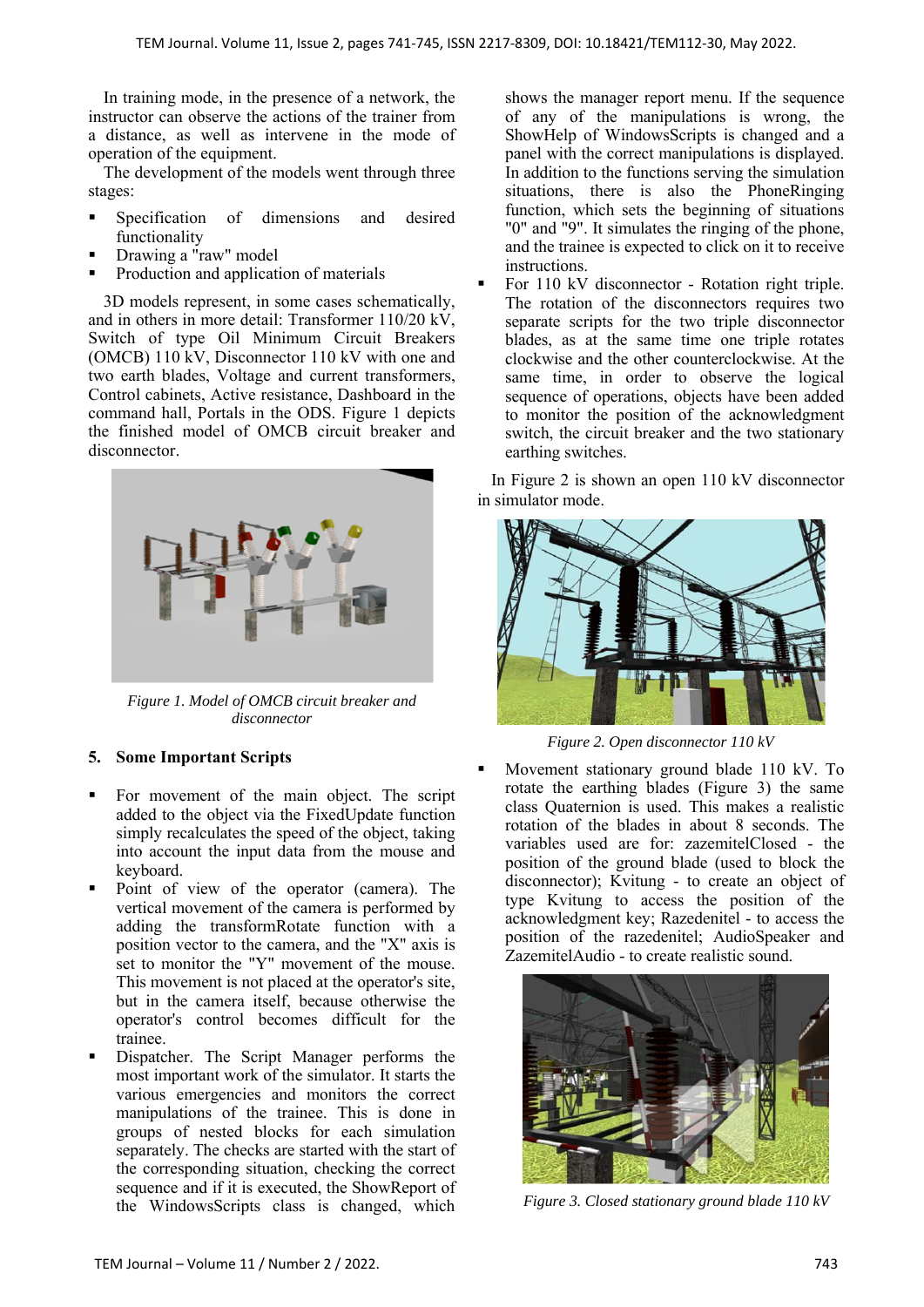In training mode, in the presence of a network, the instructor can observe the actions of the trainer from a distance, as well as intervene in the mode of operation of the equipment.

The development of the models went through three stages:

- Specification of dimensions and desired functionality
- Drawing a "raw" model
- Production and application of materials

3D models represent, in some cases schematically, and in others in more detail: Transformer 110/20 kV, Switch of type Oil Minimum Circuit Breakers (OMCB) 110 kV, Disconnector 110 kV with one and two earth blades, Voltage and current transformers, Control cabinets, Active resistance, Dashboard in the command hall, Portals in the ODS. Figure 1 depicts the finished model of OMCB circuit breaker and disconnector.

*Figure 1. Model of OMCB circuit breaker and disconnector*

## 5. Some Important Scripts

- For movement of the main object. The script added to the object via the FixedUpdate function simply recalculates the speed of the object, taking into account the input data from the mouse and keyboard.
- Point of view of the operator (camera). The vertical movement of the camera is performed by adding the transformRotate function with a position vector to the camera, and the "X" axis is set to monitor the "Y" movement of the mouse. This movement is not placed at the operator's site, but in the camera itself, because otherwise the operator's control becomes difficult for the trainee.
- Dispatcher. The Script Manager performs the most important work of the simulator. It starts the various emergencies and monitors the correct manipulations of the trainee. This is done in groups of nested blocks for each simulation separately. The checks are started with the start of the corresponding situation, checking the correct sequence and if it is executed, the ShowReport of the WindowsScripts class is changed, which shows the manager report menu. If the sequence of any of the manipulations is wrong, the ShowHelp of WindowsScripts is changed and a panel with the correct manipulations is displayed. In addition to the functions serving the simulation situations, there is also the PhoneRinging function, which sets the beginning of situations "0" and "9". It simulates the ringing of the phone, and the trainee is expected to click on it to receive instructions.
- For 110 kV disconnector - Rotation right triple. The rotation of the disconnectors requires two separate scripts for the two triple disconnector blades, as at the same time one triple rotates clockwise and the other counterclockwise. At the same time, in order to observe the logical sequence of operations, objects have been added to monitor the position of the acknowledgment switch, the circuit breaker and the two stationary earthing switches.

In Figure 2 is shown an open 110 kV disconnector in simulator mode.

*Figure 2. Open disconnector 110 kV*

- Movement stationary ground blade 110 kV. To rotate the earthing blades (Figure 3) the same class Quaternion is used. This makes a realistic rotation of the blades in about 8 seconds. The variables used are for: zazemitelClosed - the position of the ground blade (used to block the disconnector); Kvitung - to create an object of type Kvitung to access the position of the acknowledgment key; Razedenitel - to access the position of the razedenitel; AudioSpeaker and ZazemitelAudio - to create realistic sound.

*Figure 3. Closed stationary ground blade 110 kV*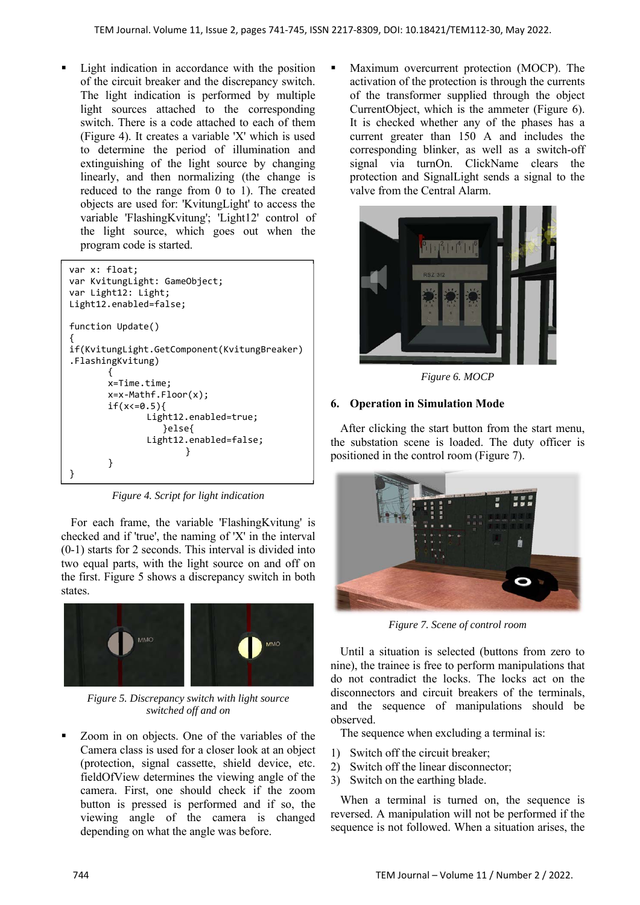- Light indication in accordance with the position of the circuit breaker and the discrepancy switch. The light indication is performed by multiple light sources attached to the corresponding switch. There is a code attached to each of them (Figure 4). It creates a variable 'X' which is used to determine the period of illumination and extinguishing of the light source by changing linearly, and then normalizing (the change is reduced to the range from 0 to 1). The created objects are used for: 'KvitungLight' to access the variable 'FlashingKvitung'; 'Light12' control of the light source, which goes out when the program code is started.

```
var x: float;
var KvitungLight: GameObject;
var Light12: Light;
Light12.enabled=false;

function Update()
{
if(KvitungLight.GetComponent(KvitungBreaker)
.FlashingKvitung)
        {
        x=Time.time;
        x=x-Mathf.Floor(x);
        if(x<=0.5){
                Light12.enabled=true;
                    }else{
                Light12.enabled=false;
                          }
        }
}
```

*Figure 4. Script for light indication*

For each frame, the variable 'FlashingKvitung' is checked and if 'true', the naming of 'X' in the interval (0-1) starts for 2 seconds. This interval is divided into two equal parts, with the light source on and off on the first. Figure 5 shows a discrepancy switch in both states.

*Figure 5. Discrepancy switch with light source switched off and on*

- Zoom in on objects. One of the variables of the Camera class is used for a closer look at an object (protection, signal cassette, shield device, etc. fieldOfView determines the viewing angle of the camera. First, one should check if the zoom button is pressed is performed and if so, the viewing angle of the camera is changed depending on what the angle was before.

- Maximum overcurrent protection (MOCP). The activation of the protection is through the currents of the transformer supplied through the object CurrentObject, which is the ammeter (Figure 6). It is checked whether any of the phases has a current greater than 150 A and includes the corresponding blinker, as well as a switch-off signal via turnOn. ClickName clears the protection and SignalLight sends a signal to the valve from the Central Alarm.

*Figure 6. MOCP*

## 6. Operation in Simulation Mode

After clicking the start button from the start menu, the substation scene is loaded. The duty officer is positioned in the control room (Figure 7).

*Figure 7. Scene of control room*

Until a situation is selected (buttons from zero to nine), the trainee is free to perform manipulations that do not contradict the locks. The locks act on the disconnectors and circuit breakers of the terminals, and the sequence of manipulations should be observed.

The sequence when excluding a terminal is:

1) Switch off the circuit breaker;
2) Switch off the linear disconnector;
3) Switch on the earthing blade.

When a terminal is turned on, the sequence is reversed. A manipulation will not be performed if the sequence is not followed. When a situation arises, the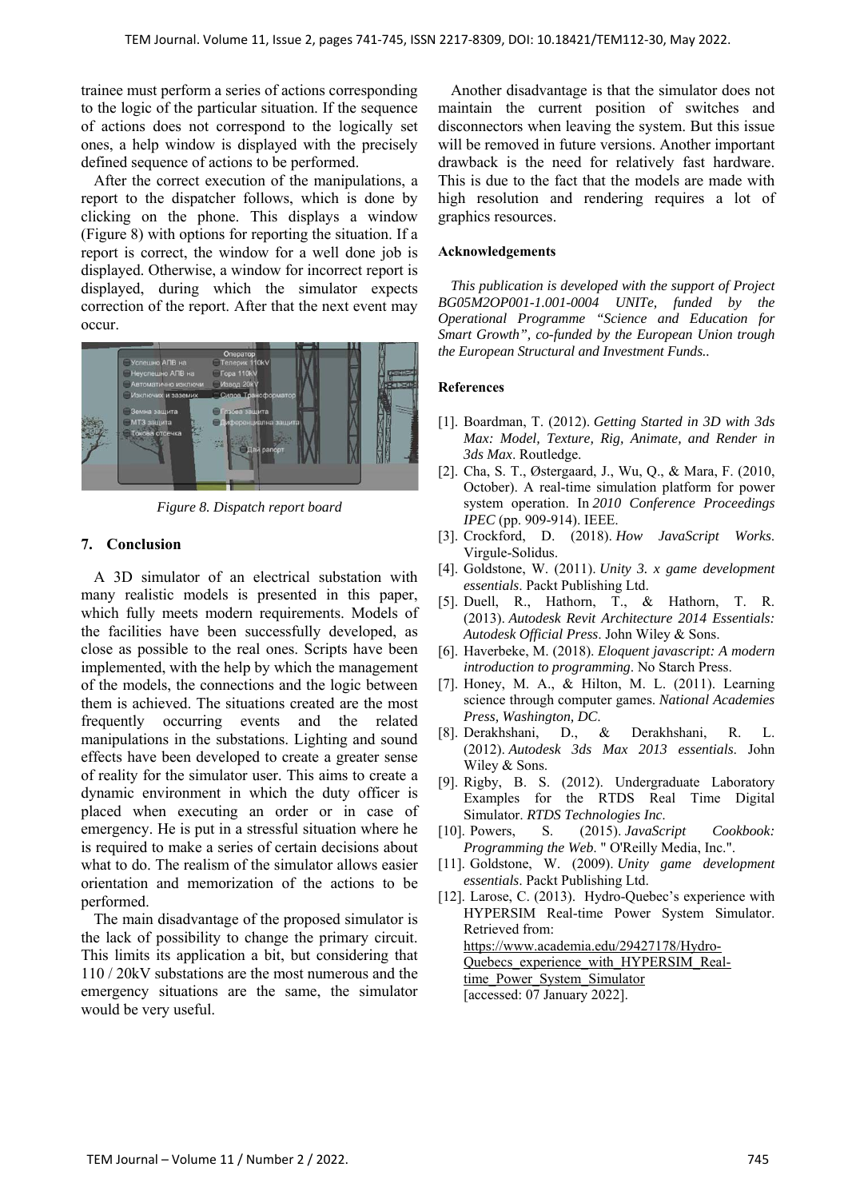trainee must perform a series of actions corresponding to the logic of the particular situation. If the sequence of actions does not correspond to the logically set ones, a help window is displayed with the precisely defined sequence of actions to be performed.

After the correct execution of the manipulations, a report to the dispatcher follows, which is done by clicking on the phone. This displays a window (Figure 8) with options for reporting the situation. If a report is correct, the window for a well done job is displayed. Otherwise, a window for incorrect report is displayed, during which the simulator expects correction of the report. After that the next event may occur.

*Figure 8. Dispatch report board*

## 7. Conclusion

A 3D simulator of an electrical substation with many realistic models is presented in this paper, which fully meets modern requirements. Models of the facilities have been successfully developed, as close as possible to the real ones. Scripts have been implemented, with the help by which the management of the models, the connections and the logic between them is achieved. The situations created are the most frequently occurring events and the related manipulations in the substations. Lighting and sound effects have been developed to create a greater sense of reality for the simulator user. This aims to create a dynamic environment in which the duty officer is placed when executing an order or in case of emergency. He is put in a stressful situation where he is required to make a series of certain decisions about what to do. The realism of the simulator allows easier orientation and memorization of the actions to be performed.

The main disadvantage of the proposed simulator is the lack of possibility to change the primary circuit. This limits its application a bit, but considering that 110 / 20kV substations are the most numerous and the emergency situations are the same, the simulator would be very useful.

Another disadvantage is that the simulator does not maintain the current position of switches and disconnectors when leaving the system. But this issue will be removed in future versions. Another important drawback is the need for relatively fast hardware. This is due to the fact that the models are made with high resolution and rendering requires a lot of graphics resources.

### Acknowledgements

*This publication is developed with the support of Project BG05M2OP001-1.001-0004 UNITe, funded by the Operational Programme "Science and Education for Smart Growth", co-funded by the European Union trough the European Structural and Investment Funds..*

### References

[1]. Boardman, T. (2012). *Getting Started in 3D with 3ds Max: Model, Texture, Rig, Animate, and Render in 3ds Max*. Routledge.

[2]. Cha, S. T., Østergaard, J., Wu, Q., & Mara, F. (2010, October). A real-time simulation platform for power system operation. In *2010 Conference Proceedings IPEC* (pp. 909-914). IEEE.

[3]. Crockford, D. (2018). *How JavaScript Works*. Virgule-Solidus.

[4]. Goldstone, W. (2011). *Unity 3. x game development essentials*. Packt Publishing Ltd.

[5]. Duell, R., Hathorn, T., & Hathorn, T. R. (2013). *Autodesk Revit Architecture 2014 Essentials: Autodesk Official Press*. John Wiley & Sons.

[6]. Haverbeke, M. (2018). *Eloquent javascript: A modern introduction to programming*. No Starch Press.

[7]. Honey, M. A., & Hilton, M. L. (2011). Learning science through computer games. *National Academies Press, Washington, DC.*

[8]. Derakhshani, D., & Derakhshani, R. L. (2012). *Autodesk 3ds Max 2013 essentials*. John Wiley & Sons.

[9]. Rigby, B. S. (2012). Undergraduate Laboratory Examples for the RTDS Real Time Digital Simulator. *RTDS Technologies Inc*.

[10]. Powers, S. (2015). *JavaScript Cookbook: Programming the Web*. " O'Reilly Media, Inc.".

[11]. Goldstone, W. (2009). *Unity game development essentials*. Packt Publishing Ltd.

[12]. Larose, C. (2013). Hydro-Quebec's experience with HYPERSIM Real-time Power System Simulator. Retrieved from: https://www.academia.edu/29427178/Hydro-Quebecs_experience_with_HYPERSIM_Real-time_Power_System_Simulator [accessed: 07 January 2022].